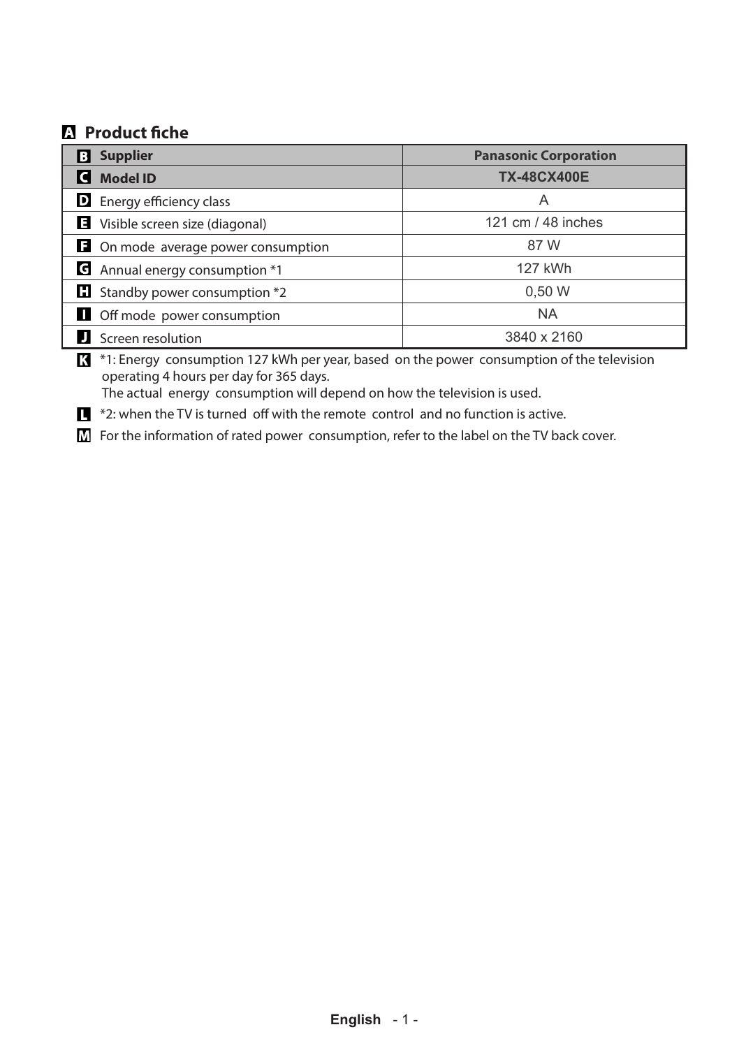## A Product fiche

| B Supplier | Panasonic Corporation |
|---|---|
| C Model ID | TX-48CX400E |
| D Energy efficiency class | A |
| E Visible screen size (diagonal) | 121 cm / 48 inches |
| F On mode average power consumption | 87 W |
| G Annual energy consumption *1 | 127 kWh |
| H Standby power consumption *2 | 0,50 W |
| I Off mode power consumption | NA |
| J Screen resolution | 3840 x 2160 |

K *1: Energy consumption 127 kWh per year, based on the power consumption of the television operating 4 hours per day for 365 days.
The actual energy consumption will depend on how the television is used.

L *2: when the TV is turned off with the remote control and no function is active.

M For the information of rated power consumption, refer to the label on the TV back cover.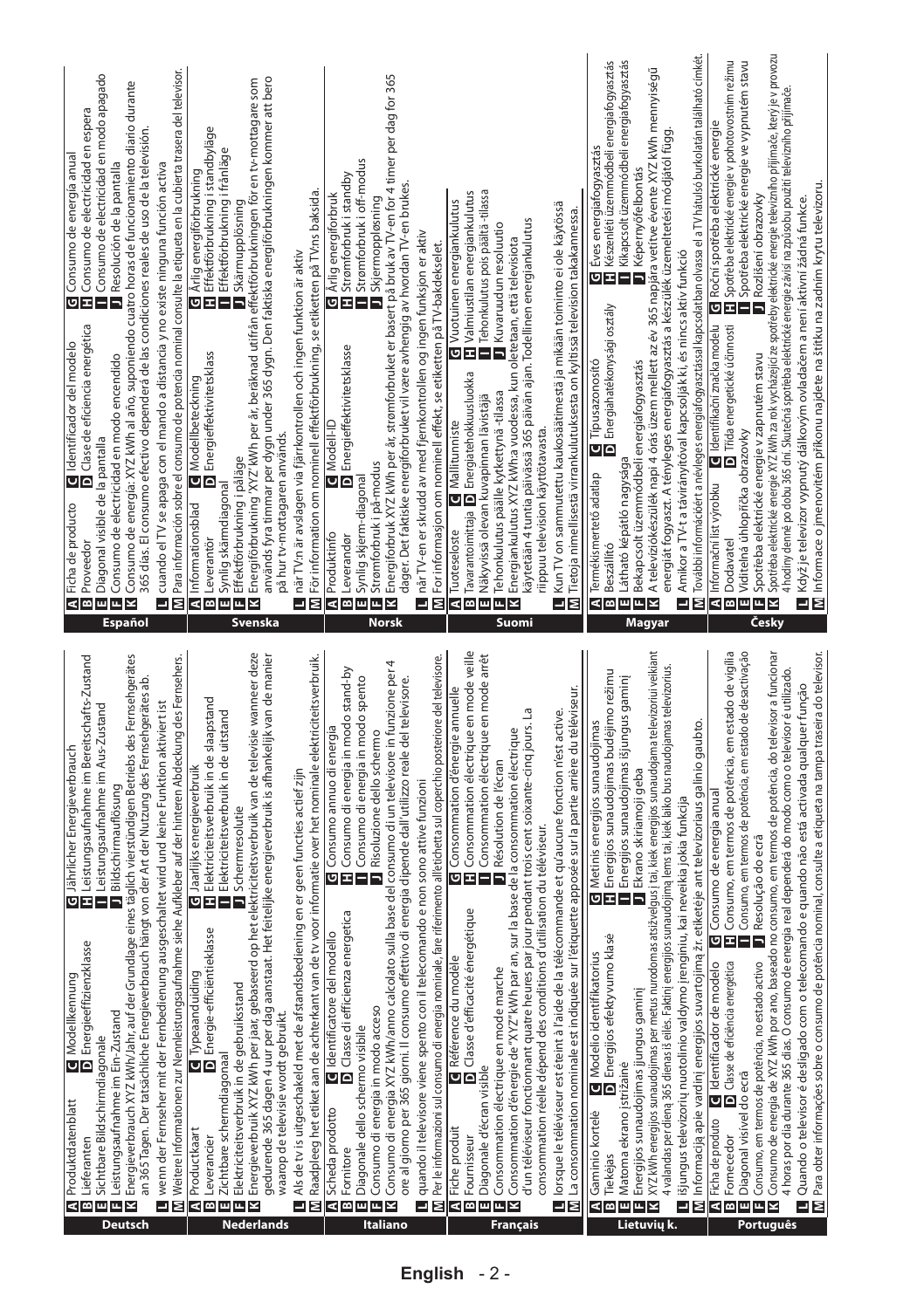## Deutsch

- **A** Produktdatenblatt
- **B** Lieferanten
- **C** Modellkennung
- **D** Energieeffizienzklasse
- **E** Sichtbare Bildschirmdiagonale
- **F** Leistungsaufnahme im Ein-Zustand
- **G** Jährlicher Energieverbrauch
- **H** Leistungsaufnahme im Bereitschafts-Zustand
- **I** Leistungsaufnahme im Aus-Zustand
- **J** Bildschirmauflösung
- **K** Energieverbrauch XYZ kWh/Jahr, auf der Grundlage eines täglich vierstündigen Betriebs des Fernsehgerätes an 365 Tagen. Der tatsächliche Energieverbrauch hängt von der Art der Nutzung des Fernsehgerätes ab.
- **L** wenn der Fernseher mit der Fernbedienung ausgeschaltet wird und keine Funktion aktiviert ist
- **M** Weitere Informationen zur Nennleistungsaufnahme siehe Aufkleber auf der hinteren Abdeckung des Fernsehers.

## Nederlands

- **A** Productkaart
- **B** Leverancier
- **C** Typeaanduiding
- **D** Energie-efficiëntieklasse
- **E** Zichtbare schermdiagonaal
- **F** Elektriciteitsverbruik in de gebruiksstand
- **G** Jaarlijks energieverbruik
- **H** Elektriciteitsverbruik in de slaapstand
- **I** Elektriciteitsverbruik in de uitstand
- **J** Schermresolutie
- **K** Energieverbruik XYZ kWh per jaar, gebaseerd op het elektriciteitsverbruik van de televisie wanneer deze gedurende 365 dagen 4 uur per dag aanstaat. Het feitelijke energieverbruik is afhankelijk van de manier waarop de televisie wordt gebruikt.
- **L** Als de tv is uitgeschakeld met de afstandsbediening en er geen functies actief zijn
- **M** Raadpleeg het etiket aan de achterkant van de tv voor informatie over het nominale elektriciteitsverbruik.

## Italiano

- **A** Scheda prodotto
- **B** Fornitore
- **C** Identificatore del modello
- **D** Classe di efficienza energetica
- **E** Diagonale dello schermo visibile
- **F** Consumo di energia in modo acceso
- **G** Consumo annuo di energia
- **H** Consumo di energia in modo stand-by
- **I** Consumo di energia in modo spento
- **J** Risoluzione dello schermo
- **K** Consumo di energia XYZ kWh/anno calcolato sulla base del consumo di un televisore in funzione per 4 ore al giorno per 365 giorni. Il consumo effettivo di energia dipende dall'utilizzo reale del televisore.
- **L** quando il televisore viene spento con il telecomando e non sono attive funzioni
- **M** Per le informazioni sul consumo di energia nominale, fare riferimento all'etichetta sul coperchio posteriore del televisore.

## Français

- **A** Fiche produit
- **B** Fournisseur
- **C** Référence du modèle
- **D** Classe d'efficacité énergétique
- **E** Diagonale d'écran visible
- **F** Consommation électrique en mode marche
- **G** Consommation d'énergie annuelle
- **H** Consommation électrique en mode veille
- **I** Consommation électrique en mode arrêt
- **J** Résolution de l'écran
- **K** Consommation d'énergie de "XYZ" kWh par an, sur la base de la consommation électrique d'un téléviseur fonctionnant quatre heures par jour pendant trois cent soixante-cinq jours. La consommation réelle dépend des conditions d'utilisation du téléviseur.
- **L** lorsque le téléviseur est éteint à l'aide de la télécommande et qu'aucune fonction n'est active.
- **M** La consommation nominale est indiquée sur l'étiquette apposée sur la partie arrière du téléviseur.

## Lietuvių k.

- **A** Gaminio kortelė
- **B** Tiekėjas
- **C** Modelio identifikatorius
- **D** Energijos efektyvumo klasė
- **E** Matoma ekrano įstrižainė
- **F** Energijos sunaudojimas įjungus gaminį
- **G** Metinis energijos sunaudojimas
- **H** Energijos sunaudojimas budėjimo režimu
- **I** Energijos sunaudojimas išjungus gaminį
- **J** Ekrano skiriamoji geba
- **K** XYZ kWh energijos sunaudojimas per metus nurodomas atsižvelgus į tai, kiek energijos sunaudojama televizoriui veikiant 4 valandas per dieną 365 dienas iš eilės. Faktinį energijos sunaudojimą lems tai, kiek laiko bus naudojamas televizorius.
- **L** išjungus televizorių nuotolinio valdymo įrenginiu, kai neveikia jokia funkcija
- **M** Informacija apie vardinį energijos suvartojimą žr. etiketėje ant televizoriaus galinio gaubto.

## Português

- **A** Ficha de produto
- **B** Fornecedor
- **C** Identificador de modelo
- **D** Classe de eficiência energética
- **E** Diagonal visível do ecrã
- **F** Consumo, em termos de potência, no estado activo
- **G** Consumo de energia anual
- **H** Consumo, em termos de potência, em estado de vigília
- **I** Consumo, em termos de potência, em estado de desactivação
- **J** Resolução do ecrã
- **K** Consumo de energia de XYZ kWh por ano, baseado no consumo, em termos de potência, do televisor a funcionar 4 horas por dia durante 365 dias. O consumo de energia real dependerá do modo como o televisor é utilizado.
- **L** Quando o televisor é desligado com o telecomando e quando não está activada qualquer função
- **M** Para obter informações sobre o consumo de potência nominal, consulte a etiqueta na tampa traseira do televisor.

## Español

- **A** Ficha de producto
- **B** Proveedor
- **C** Identificador del modelo
- **D** Clase de eficiencia energética
- **E** Diagonal visible de la pantalla
- **F** Consumo de electricidad en modo encendido
- **G** Consumo de energía anual
- **H** Consumo de electricidad en espera
- **I** Consumo de electricidad en modo apagado
- **J** Resolución de la pantalla
- **K** Consumo de energía: XYZ kWh al año, suponiendo cuatro horas de funcionamiento diario durante 365 días. El consumo efectivo dependerá de las condiciones reales de uso de la televisión.
- **L** cuando el TV se apaga con el mando a distancia y no existe ninguna función activa
- **M** Para información sobre el consumo de potencia nominal consulte la etiqueta en la cubierta trasera del televisor.

## Svenska

- **A** Informationsblad
- **B** Leverantör
- **C** Modellbeteckning
- **D** Energieffektivitetsklass
- **E** Synlig skärmdiagonal
- **F** Effektförbrukning i påläge
- **G** Årlig energiförbrukning
- **H** Effektförbrukning i standbyläge
- **I** Effektförbrukning i frånläge
- **J** Skärmupplösning
- **K** Energiförbrukning 'XYZ' kWh per år, beräknad utifrån effektförbrukningen för en tv-mottagare som används fyra timmar per dygn under 365 dygn. Den faktiska energiförbrukningen kommer att bero på hur tv-mottagaren används.
- **L** när TV:n är avslagen via fjärrkontrollen och ingen funktion är aktiv
- **M** För information om nominell effektförbrukning, se etiketten på TV:ns baksida.

## Norsk

- **A** Produktinfo
- **B** Leverandør
- **C** Modell-ID
- **D** Energieffektivitetsklasse
- **E** Synlig skjerm-diagonal
- **F** Strømforbruk i på-modus
- **G** Årlig energiforbruk
- **H** Strømforbruk i standby
- **I** Strømforbruk i off-modus
- **J** Skjermoppløsning
- **K** Energiforbruk XYZ kWh per år, strømforbruket er basert på bruk av TV-en for 4 timer per dag for 365 dager. Det faktiske energiforbruket vil være avhengig av hvordan TV-en brukes.
- **L** når TV-en er skrudd av med fjernkontrollen og ingen funksjon er aktiv
- **M** For informasjon om nominell effekt, se etiketten på TV-bakdekselet.

## Suomi

- **A** Tuoteseloste
- **B** Tavarantoimittaja
- **C** Mallitunniste
- **D** Energiatehokkuusluokka
- **E** Näkyvissä olevan kuvapinnan lävistäjä
- **F** Tehonkulutus päälle kytkettynä -tilassa
- **G** Vuotuinen energiankulutus
- **H** Valmiustilan energiankulutus
- **I** Tehonkulutus pois päältä -tilassa
- **J** Kuvaruudun resoluutio
- **K** Energiankulutus XYZ kWh vuodessa, kun oletetaan, että televisiota käytetään 4 tuntia päivässä 365 päivän ajan. Todellinen energiankulutus riippuu television käyttötavasta.
- **L** Kun TV on sammutettu kaukosäätimestä ja mikään toiminto ei ole käytössä
- **M** Tietoja nimellisestä virrankulutuksesta on kyltissä television takakannessa.

## Magyar

- **A** Termékismertető adatlap
- **B** Beszállító
- **C** Típusazonosító
- **D** Energiahatékonysági osztály
- **E** Látható képátló nagysága
- **F** Bekapcsolt üzemmódbeli energiafogyasztás
- **G** Éves energiafogyasztás
- **H** Készenléti üzemmódbeli energiafogyasztás
- **I** Kikapcsolt üzemmódbeli energiafogyasztás
- **J** Képernyőfelbontás
- **K** A televíziókészülék napi 4 órás üzem mellett az év 365 napjára vetítve évente XYZ kWh mennyiségű energiát fogyaszt. A tényleges energiafogyasztás a készülék üzemeltetési módjától függ.
- **L** Amikor a TV-t a távirányítóval kapcsolják ki, és nincs aktív funkció
- **M** További információért a névleges energiafogyasztással kapcsolatban olvassa el a TV hátuló burkolatán található címkét.

## Česky

- **A** Informační list výrobku
- **B** Dodavatel
- **C** Identifikační značka modelu
- **D** Třída energetické účinnosti
- **E** Viditelná úhlopříčka obrazovky
- **F** Spotřeba elektrické energie v zapnutém stavu
- **G** Roční spotřeba elektrické energie
- **H** Spotřeba elektrické energie v pohotovostním režimu
- **I** Spotřeba elektrické energie ve vypnutém stavu
- **J** Rozlišení obrazovky
- **K** Spotřeba elektrické energie XYZ kWh za rok vycházející ze spotřeby elektrické energie televizního přijímače, který je v provozu 4 hodiny denně po dobu 365 dní. Skutečná spotřeba elektrické energie závisí na způsobu použití televizního přijímače.
- **L** Když je televizor vypnutý dálkovým ovladačem a není aktivní žádná funkce.
- **M** Informace o jmenovitém příkonu najdete na štítku na zadním krytu televizoru.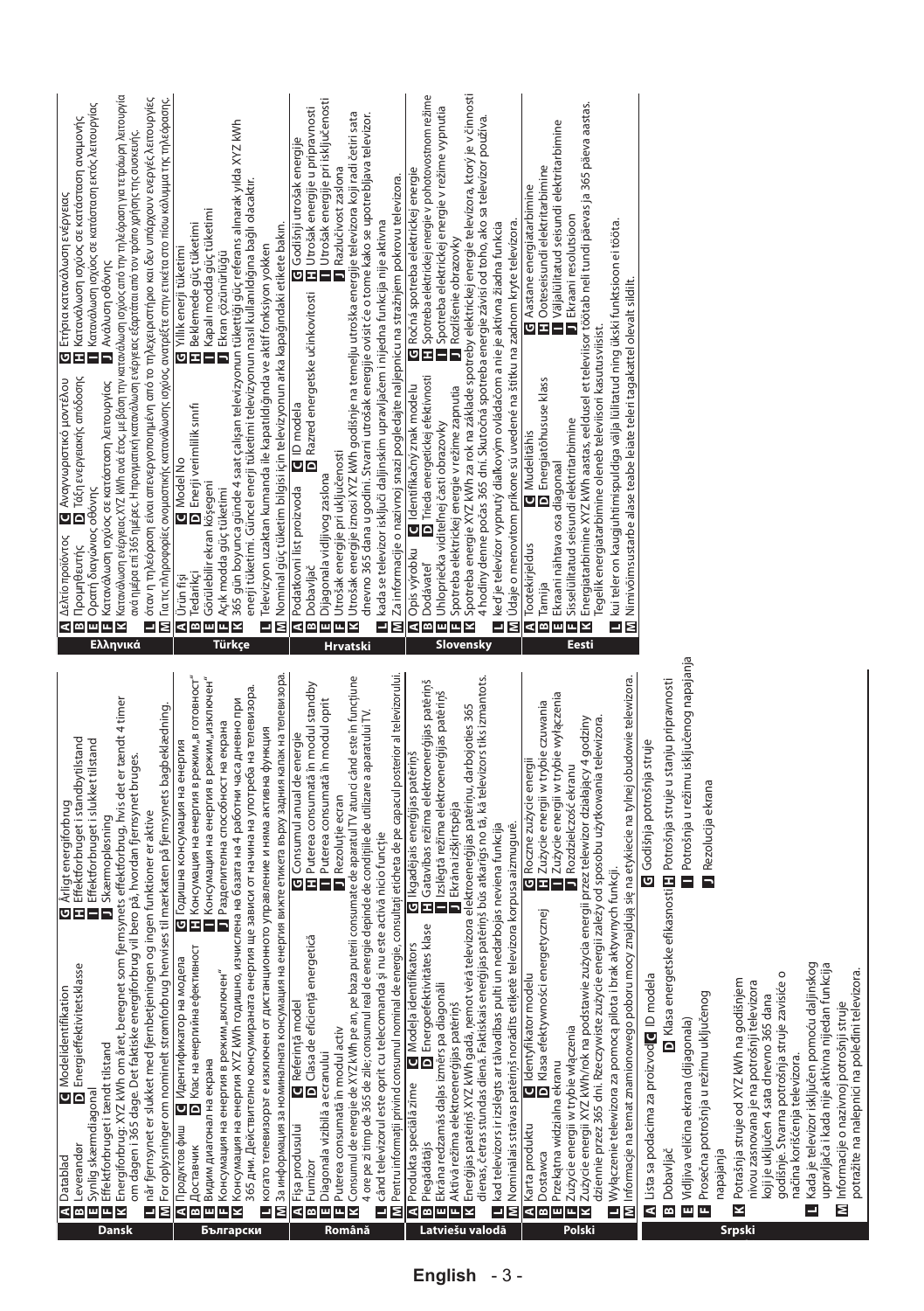## Dansk

- **A** Datablad
- **B** Leverandør
- **C** Modelidentifikation
- **D** Energieffektivitetsklasse
- **E** Synlig skærmdiagonal
- **F** Effektforbruget i tændt tilstand
- **G** Årligt energiforbrug
- **H** Effektforbruget i standbytilstand
- **I** Effektforbruget i slukket tilstand
- **J** Skærmopløsning
- **K** Energiforbrug: XYZ kWh om året, beregnet som fjernsynets effektforbrug, hvis det er tændt 4 timer om dagen i 365 dage. Det faktiske energiforbrug vil bero på, hvordan fjernsynet bruges.
- **L** når fjernsynet er slukket med fjernbetjeningen og ingen funktioner er aktive
- **M** For oplysninger om nominelt strømforbrug henvises til mærkaten på fjernsynets bagbeklædning.

## Български

- **A** Продуктов фиш
- **B** Доставчик
- **C** Идентификатор на модела
- **D** Клас на енергийна ефективност
- **E** Видим диагонал на екрана
- **F** Консумация на енергия в режим„включен"
- **G** Годишна консумация на енергия
- **H** Консумация на енергия в режим„в готовност"
- **I** Консумация на енергия в режим„изключен"
- **J** Разделителна способност на екрана
- **K** Консумация на енергия XYZ kWh годишно, изчислена на базата на 4 работни часа дневно при 365 дни. Действително консумираната енергия ще зависи от начина на употреба на телевизора.
- **L** когато телевизорът е изключен от дистанционното управление и няма активна функция
- **M** За информация за номиналната консумация на енергия вижте етикета върху задния капак на телевизора.

## Română

- **A** Fişa produsului
- **B** Furnizor
- **C** Referinţă model
- **D** Clasa de eficienţă energetică
- **E** Diagonala vizibilă a ecranului
- **F** Puterea consumată în modul activ
- **G** Consumul anual de energie
- **H** Puterea consumată în modul standby
- **I** Puterea consumată în modul oprit
- **J** Rezoluţie ecran
- **K** Consumul de energie de XYZ kWh pe an, pe baza puterii consumate de aparatul TV atunci când este în funcţiune 4 ore pe zi timp de 365 de zile; consumul real de energie depinde de condiţiile de utilizare a aparatului TV.
- **L** când televizorul este oprit cu telecomanda şi nu este activă nicio funcţie
- **M** Pentru informaţii privind consumul nominal de energie, consultaţi eticheta de pe capacul posterior al televizorului.

## Latviešu valodā

- **A** Produkta speciālā zīme
- **B** Piegādātājs
- **C** Modeļa identifikators
- **D** Energoefektivitātes klase
- **E** Ekrāna redzamās daļas izmērs pa diagonāli
- **F** Aktīvā režīma elektroenerģijas patēriņš
- **G** Ikgadējais enerģijas patēriņš
- **H** Gatavības režīma elektroenerģijas patēriņš
- **I** Izslēgtā režīma elektroenerģijas patēriņš
- **J** Ekrāna izšķirtspēja
- **K** Enerģijas patēriņš XYZ kWh gadā, ņemot vērā televizora elektroenerģijas patēriņu, darbojoties 365 dienas, četras stundas dienā. Faktiskais enerģijas patēriņš būs atkarīgs no tā, kā televizors tiks izmantots.
- **L** kad televizors ir izslēgts ar tālvadības pulti un nedarbojas neviena funkcija
- **M** Nominālais strāvas patēriņš norādīts etiķetē televizora korpusa aizmugurē.

## Polski

- **A** Karta produktu
- **B** Dostawca
- **C** Identyfikator modelu
- **D** Klasa efektywności energetycznej
- **E** Przekątna widzialna ekranu
- **F** Zużycie energii w trybie włączenia
- **G** Roczne zużycie energii
- **H** Zużycie energii w trybie czuwania
- **I** Zużycie energii w trybie wyłączenia
- **J** Rozdzielczość ekranu
- **K** Zużycie energii XYZ kWh/rok na podstawie zużycia energii przez telewizor działający 4 godziny dziennie przez 365 dni. Rzeczywiste zużycie energii zależy od sposobu użytkowania telewizora.
- **L** Wyłączenie telewizora za pomocą pilota i brak aktywnych funkcji.
- **M** Informacje na temat znamionowego poboru mocy znajdują się na etykiecie na tylnej obudowie telewizora.

## Srpski

- **A** Lista sa podacima za proizvod
- **B** Dobavljač
- **C** ID modela
- **D** Klasa energetske efikasnosti
- **E** Vidljiva veličina ekrana (dijagonala)
- **F** Prosečna potrošnja u režimu uključenog napajanja
- **G** Godišnja potrošnja struje
- **H** Potrošnja struje u stanju pripravnosti
- **I** Potrošnja u režimu isključenog napajanja
- **J** Rezolucija ekrana
- **K** Potrošnja struje od XYZ kWh na godišnjem nivou zasnovana je na potrošnji televizora koji je uključen 4 sata dnevno 365 dana godišnje. Stvarna potrošnja struje zavisiće o načina korišćenja televizora.
- **L** Kada je televizor isključen pomoću daljinskog upravljača i kada nije aktivna nijedan funkcija
- **M** Informacije o nazivnoj potrošnji struje potražite na nalepnici na poleđini televizora.

## Ελληνικά

- **A** Δελτίο προϊόντος
- **B** Προμηθευτής
- **C** Αναγνωριστικό μοντέλου
- **D** Τάξη ενεργειακής απόδοσης
- **E** Ορατή διαγώνιος οθόνης
- **F** Κατανάλωση ισχύος σε κατάσταση λειτουργίας
- **G** Ετήσια κατανάλωση ενέργειας
- **H** Κατανάλωση ισχύος σε κατάσταση αναμονής
- **I** Κατανάλωση ισχύος σε κατάσταση εκτός λειτουργίας
- **J** Ανάλυση οθόνης
- **K** Κατανάλωση ενέργειας XYZ kWh ανά έτος, με βάση την κατανάλωση ισχύος από την τηλεόραση για τετράωρη λειτουργία ανά ημέρα επί 365 ημέρες. Η πραγματική κατανάλωση ενέργειας εξαρτάται από τον τρόπο χρήσης της συσκευής.
- **L** όταν η τηλεόραση είναι απενεργοποιημένη από το τηλεχειριστήριο και δεν υπάρχουν ενεργές λειτουργίες
- **M** Για τις πληροφορίες ονομαστικής κατανάλωσης ισχύος, ανατρέξτε στην ετικέτα στο πίσω κάλυμμα της τηλεόρασης.

## Türkçe

- **A** Ürün fişi
- **B** Tedarikçi
- **C** Model No
- **D** Enerji verimlilik sınıfı
- **E** Görülebilir ekran köşegeni
- **F** Açık modda güç tüketimi
- **G** Yıllık enerji tüketimi
- **H** Beklemede güç tüketimi
- **I** Kapalı modda güç tüketimi
- **J** Ekran çözünürlüğü
- **K** 365 gün boyunca günde 4 saat çalışan televizyonun tükettiği güç referans alınarak yılda XYZ kWh enerji tüketimi. Güncel enerji tüketimi televizyonun nasıl kullanıldığına bağlı olacaktır.
- **L** Televizyon uzaktan kumanda ile kapatıldığında ve aktif fonksiyon yokken
- **M** Nominal güç tüketim bilgisi için televizyonun arka kapağındaki etikete bakın.

## Hrvatski

- **A** Podatkovni list proizvoda
- **B** Dobavljač
- **C** ID modela
- **D** Razred energetske učinkovitosti
- **E** Dijagonala vidljivog zaslona
- **F** Utrošak energije pri uključenosti
- **G** Godišnji utrošak energije
- **H** Utrošak energije u pripravnosti
- **I** Utrošak energije pri isključenosti
- **J** Razlučivost zaslona
- **K** Utrošak energije iznosi XYZ kWh godišnje na temelju utroška energije televizora koji radi četiri sata dnevno 365 dana u godini. Stvarni utrošak energije ovisit će o tome kako se upotrebljava televizor.
- **L** kada se televizor isključi daljinskim upravljačem i nijedna funkcija nije aktivna
- **M** Za informacije o nazivnoj snazi pogledajte naljepnicu na stražnjem pokrovu televizora.

## Slovensky

- **A** Opis výrobku
- **B** Dodávateľ
- **C** Identifikačný znak modelu
- **D** Trieda energetickej efektívnosti
- **E** Uhlopriečka viditeľnej časti obrazovky
- **F** Spotreba elektrickej energie v režime zapnutia
- **G** Ročná spotreba elektrickej energie
- **H** Spotreba elektrickej energie v pohotovostnom režime
- **I** Spotreba elektrickej energie v režime vypnutia
- **J** Rozlíšenie obrazovky
- **K** Spotreba energie XYZ kWh za rok na základe spotreby elektrickej energie televízora, ktorý je v činnosti 4 hodiny denne počas 365 dní. Skutočná spotreba energie závisí od toho, ako sa televízor používa.
- **L** keď je televízor vypnutý diaľkovým ovládačom a nie je aktívna žiadna funkcia
- **M** Údaje o menovitom príkone sú uvedené na štítku na zadnom kryte televízora.

## Eesti

- **A** Tootekirjeldus
- **B** Tarnija
- **C** Mudelitähis
- **D** Energiatõhususe klass
- **E** Ekraani nähtava osa diagonaal
- **F** Sisselülitatud seisundi elektritarbimine
- **G** Aastane energiatarbimine
- **H** Ooteseisundi elektritarbimine
- **I** Väljalülitatud seisundi elektritarbimine
- **J** Ekraani resolutsioon
- **K** Energiatarbimine XYZ kWh aastas, eeldusel et televiisor töötab neli tundi päevas ja 365 päeva aastas. Tegelik energiatarbimine oleneb televiisori kasutusviisist.
- **L** kui teler on kaugjuhtimispuldiga välja lülitatud ning ükski funktsioon ei tööta.
- **M** Nimivõimsustarbe alase teabe leiate teleri tagakattel olevalt sildilt.